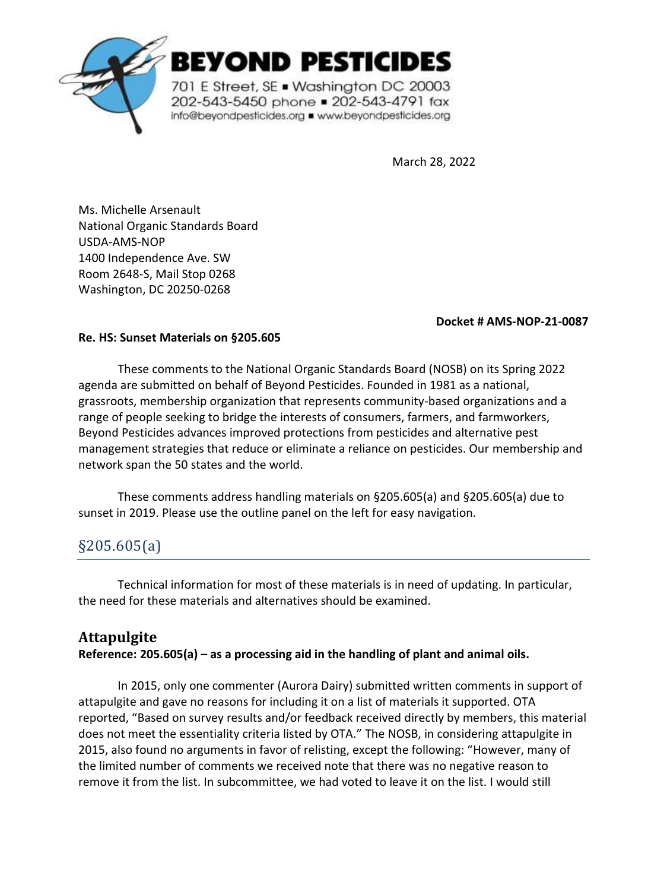# BEYOND PESTICIDES

701 E Street, SE ▪ Washington DC 20003
202-543-5450 phone ▪ 202-543-4791 fax
info@beyondpesticides.org ▪ www.beyondpesticides.org

March 28, 2022

Ms. Michelle Arsenault
National Organic Standards Board
USDA-AMS-NOP
1400 Independence Ave. SW
Room 2648-S, Mail Stop 0268
Washington, DC 20250-0268

**Docket # AMS-NOP-21-0087**

**Re. HS: Sunset Materials on §205.605**

These comments to the National Organic Standards Board (NOSB) on its Spring 2022 agenda are submitted on behalf of Beyond Pesticides. Founded in 1981 as a national, grassroots, membership organization that represents community-based organizations and a range of people seeking to bridge the interests of consumers, farmers, and farmworkers, Beyond Pesticides advances improved protections from pesticides and alternative pest management strategies that reduce or eliminate a reliance on pesticides. Our membership and network span the 50 states and the world.

These comments address handling materials on §205.605(a) and §205.605(a) due to sunset in 2019. Please use the outline panel on the left for easy navigation.

## §205.605(a)

Technical information for most of these materials is in need of updating. In particular, the need for these materials and alternatives should be examined.

### Attapulgite

**Reference: 205.605(a) – as a processing aid in the handling of plant and animal oils.**

In 2015, only one commenter (Aurora Dairy) submitted written comments in support of attapulgite and gave no reasons for including it on a list of materials it supported. OTA reported, "Based on survey results and/or feedback received directly by members, this material does not meet the essentiality criteria listed by OTA." The NOSB, in considering attapulgite in 2015, also found no arguments in favor of relisting, except the following: "However, many of the limited number of comments we received note that there was no negative reason to remove it from the list. In subcommittee, we had voted to leave it on the list. I would still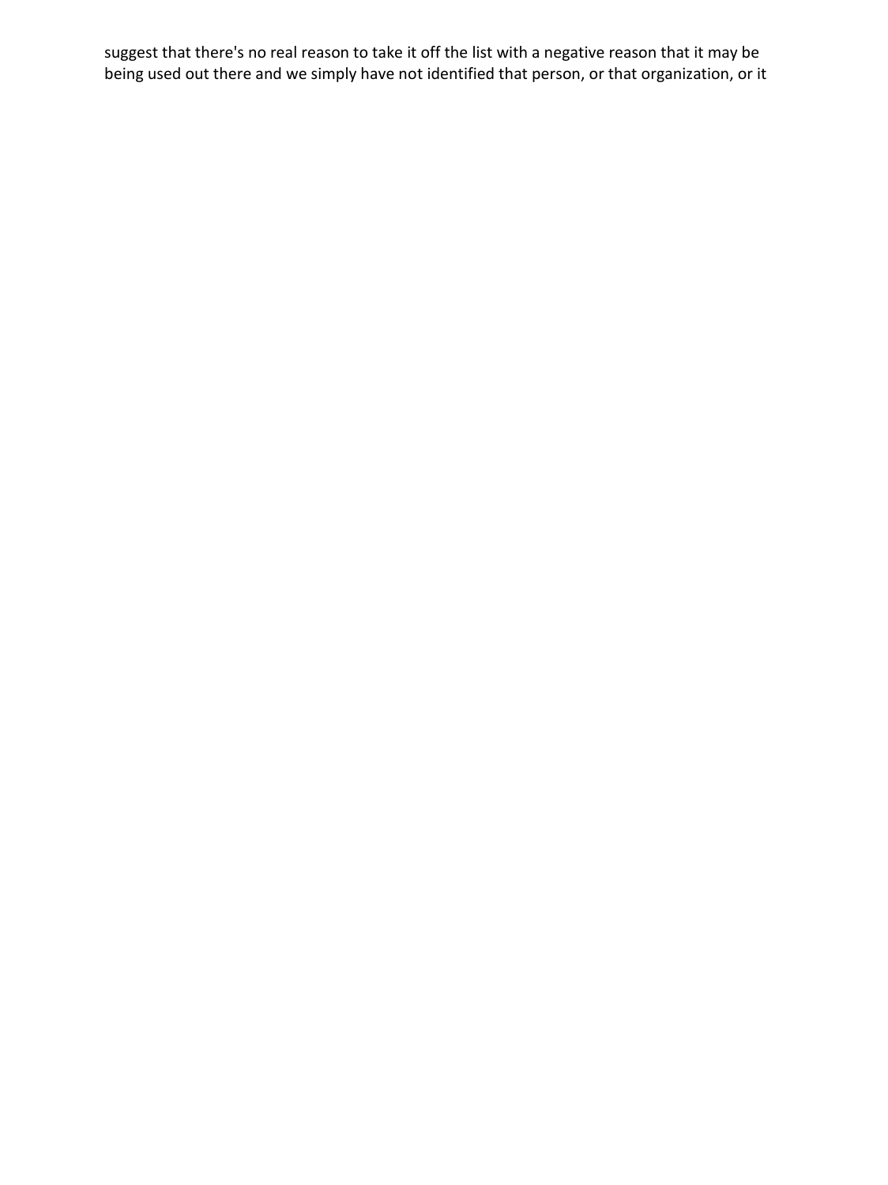suggest that there's no real reason to take it off the list with a negative reason that it may be being used out there and we simply have not identified that person, or that organization, or it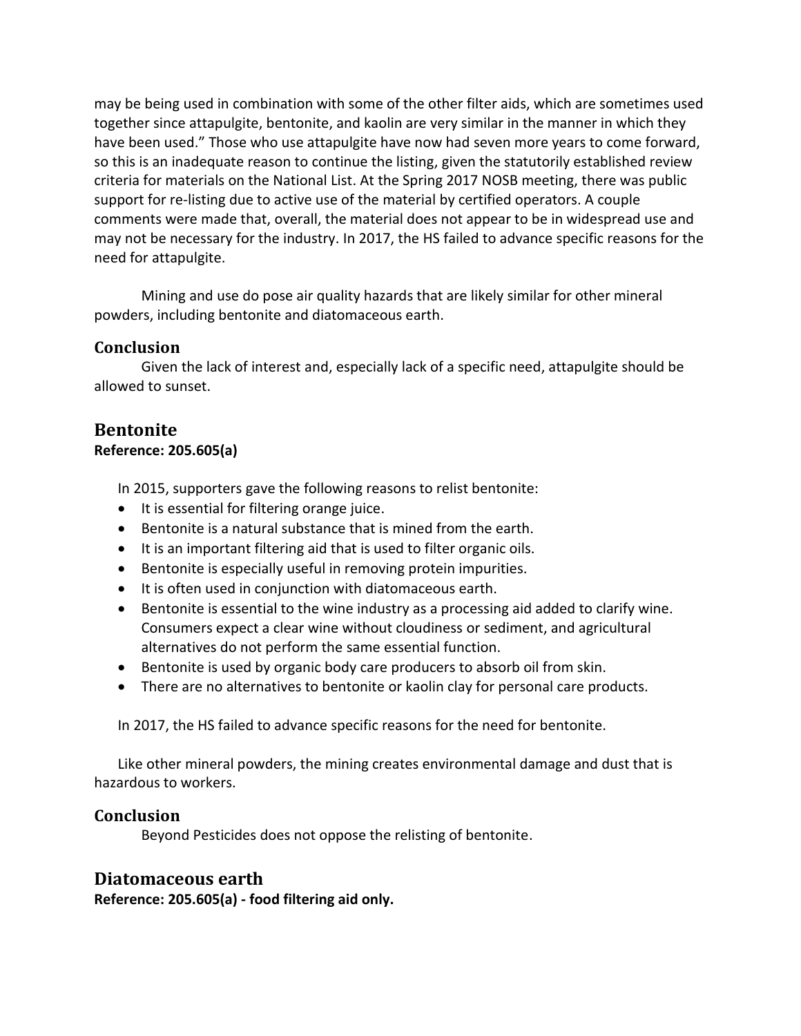may be being used in combination with some of the other filter aids, which are sometimes used together since attapulgite, bentonite, and kaolin are very similar in the manner in which they have been used." Those who use attapulgite have now had seven more years to come forward, so this is an inadequate reason to continue the listing, given the statutorily established review criteria for materials on the National List. At the Spring 2017 NOSB meeting, there was public support for re-listing due to active use of the material by certified operators. A couple comments were made that, overall, the material does not appear to be in widespread use and may not be necessary for the industry. In 2017, the HS failed to advance specific reasons for the need for attapulgite.

Mining and use do pose air quality hazards that are likely similar for other mineral powders, including bentonite and diatomaceous earth.

### Conclusion

Given the lack of interest and, especially lack of a specific need, attapulgite should be allowed to sunset.

## Bentonite

**Reference: 205.605(a)**

In 2015, supporters gave the following reasons to relist bentonite:

- It is essential for filtering orange juice.
- Bentonite is a natural substance that is mined from the earth.
- It is an important filtering aid that is used to filter organic oils.
- Bentonite is especially useful in removing protein impurities.
- It is often used in conjunction with diatomaceous earth.
- Bentonite is essential to the wine industry as a processing aid added to clarify wine. Consumers expect a clear wine without cloudiness or sediment, and agricultural alternatives do not perform the same essential function.
- Bentonite is used by organic body care producers to absorb oil from skin.
- There are no alternatives to bentonite or kaolin clay for personal care products.

In 2017, the HS failed to advance specific reasons for the need for bentonite.

Like other mineral powders, the mining creates environmental damage and dust that is hazardous to workers.

### Conclusion

Beyond Pesticides does not oppose the relisting of bentonite.

## Diatomaceous earth

**Reference: 205.605(a) - food filtering aid only.**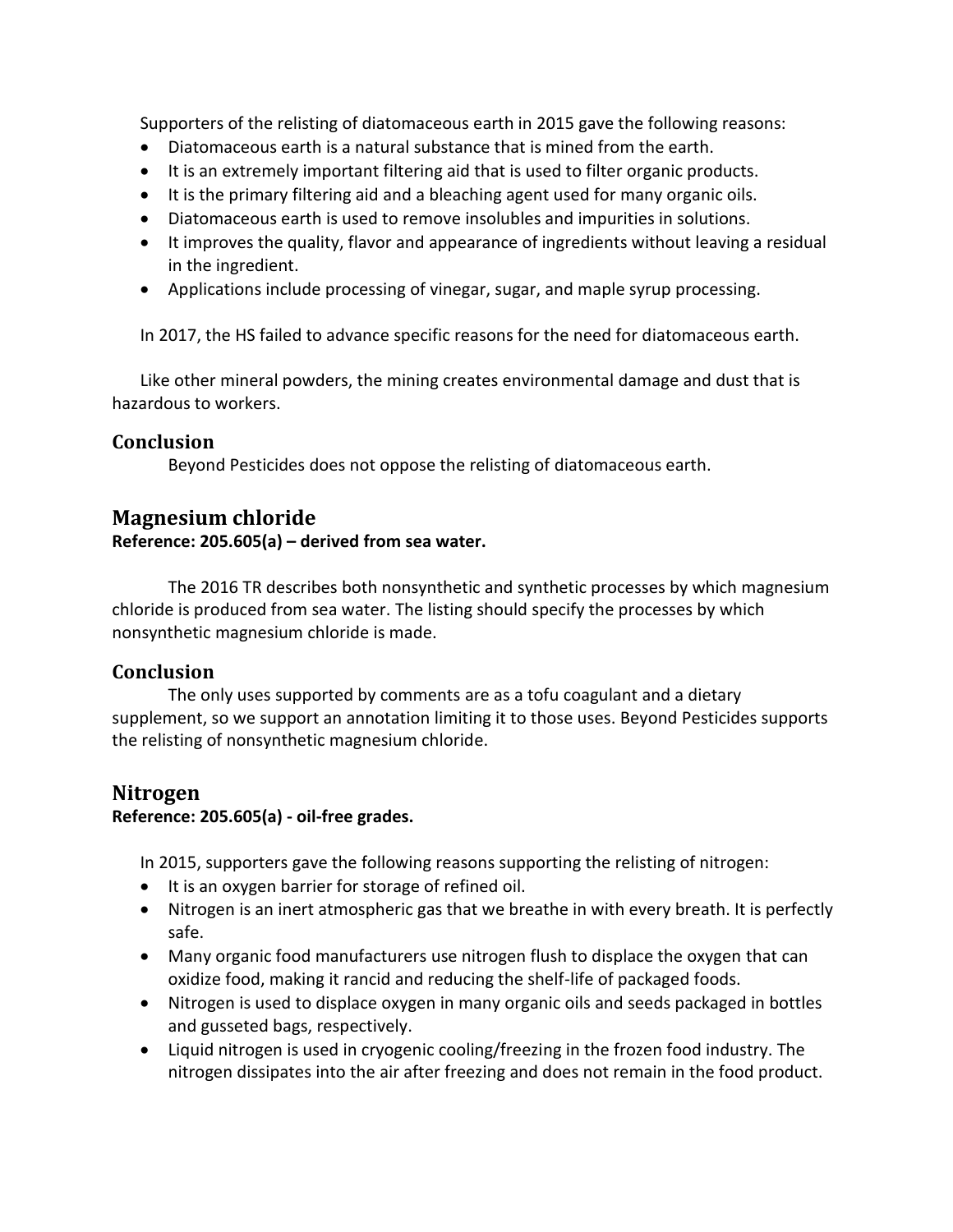Supporters of the relisting of diatomaceous earth in 2015 gave the following reasons:

- Diatomaceous earth is a natural substance that is mined from the earth.
- It is an extremely important filtering aid that is used to filter organic products.
- It is the primary filtering aid and a bleaching agent used for many organic oils.
- Diatomaceous earth is used to remove insolubles and impurities in solutions.
- It improves the quality, flavor and appearance of ingredients without leaving a residual in the ingredient.
- Applications include processing of vinegar, sugar, and maple syrup processing.

In 2017, the HS failed to advance specific reasons for the need for diatomaceous earth.

Like other mineral powders, the mining creates environmental damage and dust that is hazardous to workers.

### Conclusion

Beyond Pesticides does not oppose the relisting of diatomaceous earth.

## Magnesium chloride

**Reference: 205.605(a) – derived from sea water.**

The 2016 TR describes both nonsynthetic and synthetic processes by which magnesium chloride is produced from sea water. The listing should specify the processes by which nonsynthetic magnesium chloride is made.

### Conclusion

The only uses supported by comments are as a tofu coagulant and a dietary supplement, so we support an annotation limiting it to those uses. Beyond Pesticides supports the relisting of nonsynthetic magnesium chloride.

## Nitrogen

**Reference: 205.605(a) - oil-free grades.**

In 2015, supporters gave the following reasons supporting the relisting of nitrogen:

- It is an oxygen barrier for storage of refined oil.
- Nitrogen is an inert atmospheric gas that we breathe in with every breath. It is perfectly safe.
- Many organic food manufacturers use nitrogen flush to displace the oxygen that can oxidize food, making it rancid and reducing the shelf-life of packaged foods.
- Nitrogen is used to displace oxygen in many organic oils and seeds packaged in bottles and gusseted bags, respectively.
- Liquid nitrogen is used in cryogenic cooling/freezing in the frozen food industry. The nitrogen dissipates into the air after freezing and does not remain in the food product.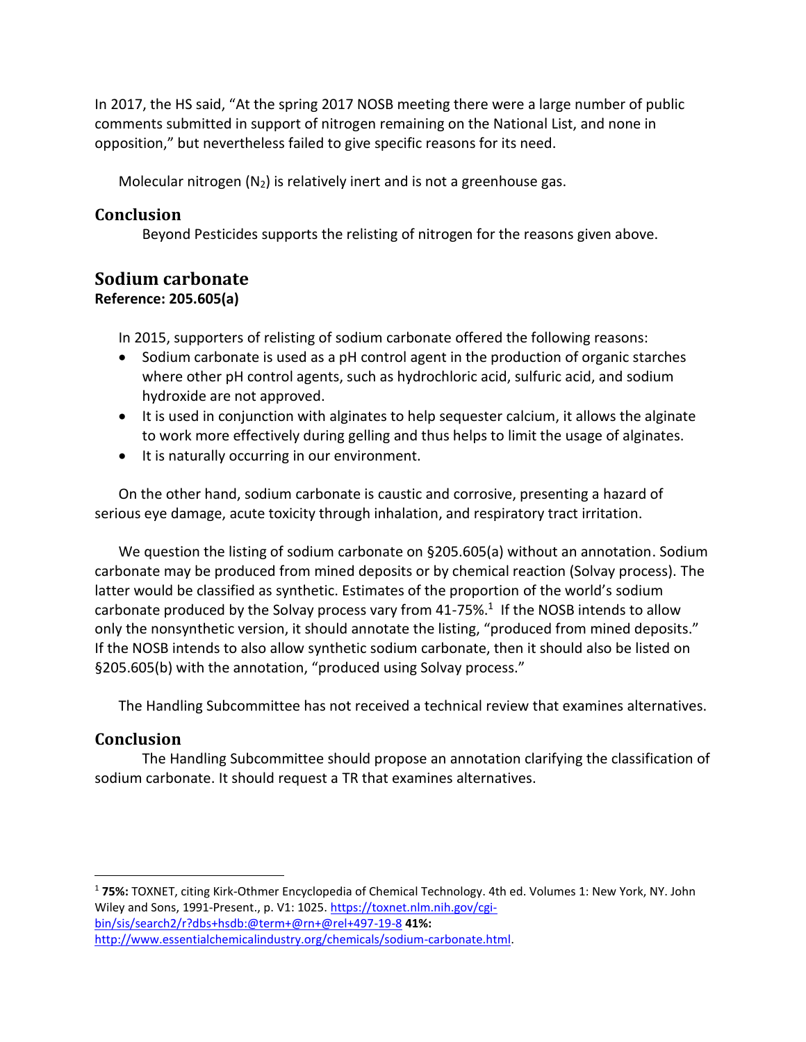In 2017, the HS said, "At the spring 2017 NOSB meeting there were a large number of public comments submitted in support of nitrogen remaining on the National List, and none in opposition," but nevertheless failed to give specific reasons for its need.

Molecular nitrogen ($N_2$) is relatively inert and is not a greenhouse gas.

### Conclusion

Beyond Pesticides supports the relisting of nitrogen for the reasons given above.

## Sodium carbonate

**Reference: 205.605(a)**

In 2015, supporters of relisting of sodium carbonate offered the following reasons:

- Sodium carbonate is used as a pH control agent in the production of organic starches where other pH control agents, such as hydrochloric acid, sulfuric acid, and sodium hydroxide are not approved.
- It is used in conjunction with alginates to help sequester calcium, it allows the alginate to work more effectively during gelling and thus helps to limit the usage of alginates.
- It is naturally occurring in our environment.

On the other hand, sodium carbonate is caustic and corrosive, presenting a hazard of serious eye damage, acute toxicity through inhalation, and respiratory tract irritation.

We question the listing of sodium carbonate on §205.605(a) without an annotation. Sodium carbonate may be produced from mined deposits or by chemical reaction (Solvay process). The latter would be classified as synthetic. Estimates of the proportion of the world's sodium carbonate produced by the Solvay process vary from 41-75%.[1] If the NOSB intends to allow only the nonsynthetic version, it should annotate the listing, "produced from mined deposits." If the NOSB intends to also allow synthetic sodium carbonate, then it should also be listed on §205.605(b) with the annotation, "produced using Solvay process."

The Handling Subcommittee has not received a technical review that examines alternatives.

### Conclusion

The Handling Subcommittee should propose an annotation clarifying the classification of sodium carbonate. It should request a TR that examines alternatives.

---

[1] **75%:** TOXNET, citing Kirk-Othmer Encyclopedia of Chemical Technology. 4th ed. Volumes 1: New York, NY. John Wiley and Sons, 1991-Present., p. V1: 1025. https://toxnet.nlm.nih.gov/cgi-bin/sis/search2/r?dbs+hsdb:@term+@rn+@rel+497-19-8 **41%:** http://www.essentialchemicalindustry.org/chemicals/sodium-carbonate.html.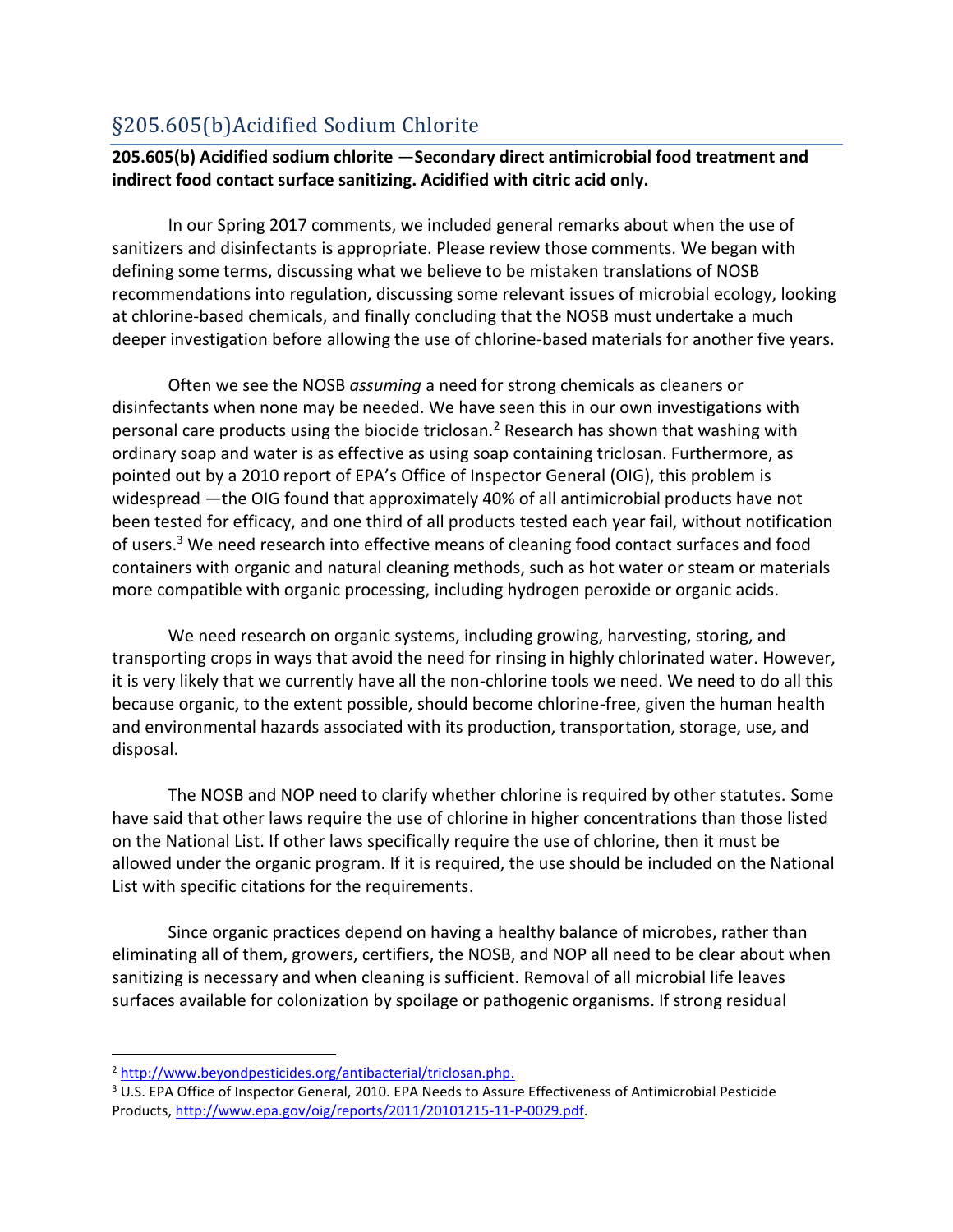## §205.605(b)Acidified Sodium Chlorite

**205.605(b) Acidified sodium chlorite —Secondary direct antimicrobial food treatment and indirect food contact surface sanitizing. Acidified with citric acid only.**

In our Spring 2017 comments, we included general remarks about when the use of sanitizers and disinfectants is appropriate. Please review those comments. We began with defining some terms, discussing what we believe to be mistaken translations of NOSB recommendations into regulation, discussing some relevant issues of microbial ecology, looking at chlorine-based chemicals, and finally concluding that the NOSB must undertake a much deeper investigation before allowing the use of chlorine-based materials for another five years.

Often we see the NOSB *assuming* a need for strong chemicals as cleaners or disinfectants when none may be needed. We have seen this in our own investigations with personal care products using the biocide triclosan.[2] Research has shown that washing with ordinary soap and water is as effective as using soap containing triclosan. Furthermore, as pointed out by a 2010 report of EPA's Office of Inspector General (OIG), this problem is widespread —the OIG found that approximately 40% of all antimicrobial products have not been tested for efficacy, and one third of all products tested each year fail, without notification of users.[3] We need research into effective means of cleaning food contact surfaces and food containers with organic and natural cleaning methods, such as hot water or steam or materials more compatible with organic processing, including hydrogen peroxide or organic acids.

We need research on organic systems, including growing, harvesting, storing, and transporting crops in ways that avoid the need for rinsing in highly chlorinated water. However, it is very likely that we currently have all the non-chlorine tools we need. We need to do all this because organic, to the extent possible, should become chlorine-free, given the human health and environmental hazards associated with its production, transportation, storage, use, and disposal.

The NOSB and NOP need to clarify whether chlorine is required by other statutes. Some have said that other laws require the use of chlorine in higher concentrations than those listed on the National List. If other laws specifically require the use of chlorine, then it must be allowed under the organic program. If it is required, the use should be included on the National List with specific citations for the requirements.

Since organic practices depend on having a healthy balance of microbes, rather than eliminating all of them, growers, certifiers, the NOSB, and NOP all need to be clear about when sanitizing is necessary and when cleaning is sufficient. Removal of all microbial life leaves surfaces available for colonization by spoilage or pathogenic organisms. If strong residual

---

[2] http://www.beyondpesticides.org/antibacterial/triclosan.php.

[3] U.S. EPA Office of Inspector General, 2010. EPA Needs to Assure Effectiveness of Antimicrobial Pesticide Products, http://www.epa.gov/oig/reports/2011/20101215-11-P-0029.pdf.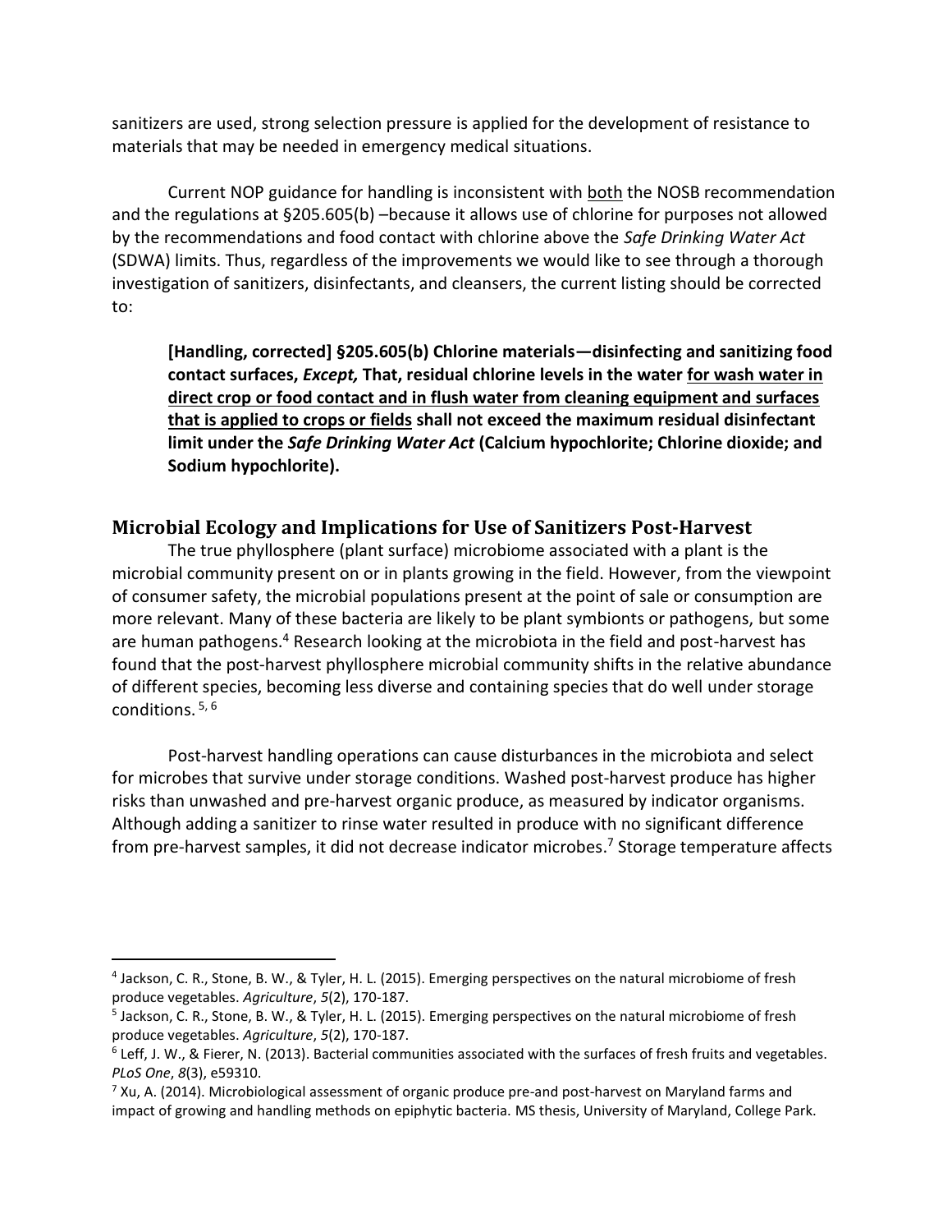sanitizers are used, strong selection pressure is applied for the development of resistance to materials that may be needed in emergency medical situations.

Current NOP guidance for handling is inconsistent with <u>both</u> the NOSB recommendation and the regulations at §205.605(b) –because it allows use of chlorine for purposes not allowed by the recommendations and food contact with chlorine above the *Safe Drinking Water Act* (SDWA) limits. Thus, regardless of the improvements we would like to see through a thorough investigation of sanitizers, disinfectants, and cleansers, the current listing should be corrected to:

> **[Handling, corrected] §205.605(b) Chlorine materials—disinfecting and sanitizing food contact surfaces, *Except,* That, residual chlorine levels in the water <u>for wash water in direct crop or food contact and in flush water from cleaning equipment and surfaces that is applied to crops or fields</u> shall not exceed the maximum residual disinfectant limit under the *Safe Drinking Water Act* (Calcium hypochlorite; Chlorine dioxide; and Sodium hypochlorite).**

## Microbial Ecology and Implications for Use of Sanitizers Post-Harvest

The true phyllosphere (plant surface) microbiome associated with a plant is the microbial community present on or in plants growing in the field. However, from the viewpoint of consumer safety, the microbial populations present at the point of sale or consumption are more relevant. Many of these bacteria are likely to be plant symbionts or pathogens, but some are human pathogens.[4] Research looking at the microbiota in the field and post-harvest has found that the post-harvest phyllosphere microbial community shifts in the relative abundance of different species, becoming less diverse and containing species that do well under storage conditions. [5, 6]

Post-harvest handling operations can cause disturbances in the microbiota and select for microbes that survive under storage conditions. Washed post-harvest produce has higher risks than unwashed and pre-harvest organic produce, as measured by indicator organisms. Although adding a sanitizer to rinse water resulted in produce with no significant difference from pre-harvest samples, it did not decrease indicator microbes.[7] Storage temperature affects

---

[4] Jackson, C. R., Stone, B. W., & Tyler, H. L. (2015). Emerging perspectives on the natural microbiome of fresh produce vegetables. *Agriculture*, *5*(2), 170-187.

[5] Jackson, C. R., Stone, B. W., & Tyler, H. L. (2015). Emerging perspectives on the natural microbiome of fresh produce vegetables. *Agriculture*, *5*(2), 170-187.

[6] Leff, J. W., & Fierer, N. (2013). Bacterial communities associated with the surfaces of fresh fruits and vegetables. *PLoS One*, *8*(3), e59310.

[7] Xu, A. (2014). Microbiological assessment of organic produce pre-and post-harvest on Maryland farms and impact of growing and handling methods on epiphytic bacteria. MS thesis, University of Maryland, College Park.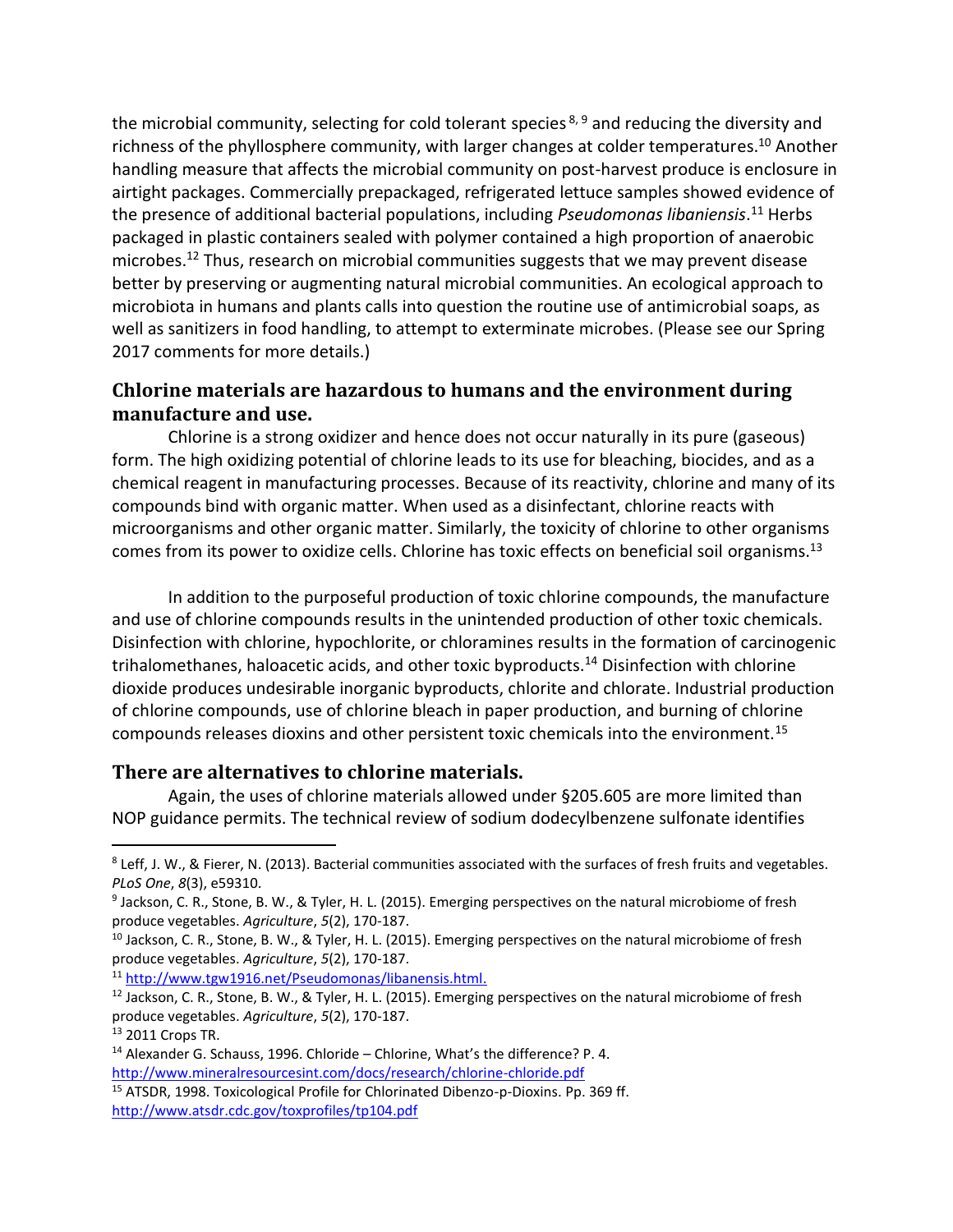the microbial community, selecting for cold tolerant species [8, 9] and reducing the diversity and richness of the phyllosphere community, with larger changes at colder temperatures.[10] Another handling measure that affects the microbial community on post-harvest produce is enclosure in airtight packages. Commercially prepackaged, refrigerated lettuce samples showed evidence of the presence of additional bacterial populations, including *Pseudomonas libaniensis*.[11] Herbs packaged in plastic containers sealed with polymer contained a high proportion of anaerobic microbes.[12] Thus, research on microbial communities suggests that we may prevent disease better by preserving or augmenting natural microbial communities. An ecological approach to microbiota in humans and plants calls into question the routine use of antimicrobial soaps, as well as sanitizers in food handling, to attempt to exterminate microbes. (Please see our Spring 2017 comments for more details.)

## Chlorine materials are hazardous to humans and the environment during manufacture and use.

Chlorine is a strong oxidizer and hence does not occur naturally in its pure (gaseous) form. The high oxidizing potential of chlorine leads to its use for bleaching, biocides, and as a chemical reagent in manufacturing processes. Because of its reactivity, chlorine and many of its compounds bind with organic matter. When used as a disinfectant, chlorine reacts with microorganisms and other organic matter. Similarly, the toxicity of chlorine to other organisms comes from its power to oxidize cells. Chlorine has toxic effects on beneficial soil organisms.[13]

In addition to the purposeful production of toxic chlorine compounds, the manufacture and use of chlorine compounds results in the unintended production of other toxic chemicals. Disinfection with chlorine, hypochlorite, or chloramines results in the formation of carcinogenic trihalomethanes, haloacetic acids, and other toxic byproducts.[14] Disinfection with chlorine dioxide produces undesirable inorganic byproducts, chlorite and chlorate. Industrial production of chlorine compounds, use of chlorine bleach in paper production, and burning of chlorine compounds releases dioxins and other persistent toxic chemicals into the environment.[15]

## There are alternatives to chlorine materials.

Again, the uses of chlorine materials allowed under §205.605 are more limited than NOP guidance permits. The technical review of sodium dodecylbenzene sulfonate identifies

---

[8] Leff, J. W., & Fierer, N. (2013). Bacterial communities associated with the surfaces of fresh fruits and vegetables. *PLoS One*, *8*(3), e59310.

[9] Jackson, C. R., Stone, B. W., & Tyler, H. L. (2015). Emerging perspectives on the natural microbiome of fresh produce vegetables. *Agriculture*, *5*(2), 170-187.

[10] Jackson, C. R., Stone, B. W., & Tyler, H. L. (2015). Emerging perspectives on the natural microbiome of fresh produce vegetables. *Agriculture*, *5*(2), 170-187.

[11] http://www.tgw1916.net/Pseudomonas/libanensis.html.

[12] Jackson, C. R., Stone, B. W., & Tyler, H. L. (2015). Emerging perspectives on the natural microbiome of fresh produce vegetables. *Agriculture*, *5*(2), 170-187.

[13] 2011 Crops TR.

[14] Alexander G. Schauss, 1996. Chloride – Chlorine, What's the difference? P. 4. http://www.mineralresourcesint.com/docs/research/chlorine-chloride.pdf

[15] ATSDR, 1998. Toxicological Profile for Chlorinated Dibenzo-p-Dioxins. Pp. 369 ff. http://www.atsdr.cdc.gov/toxprofiles/tp104.pdf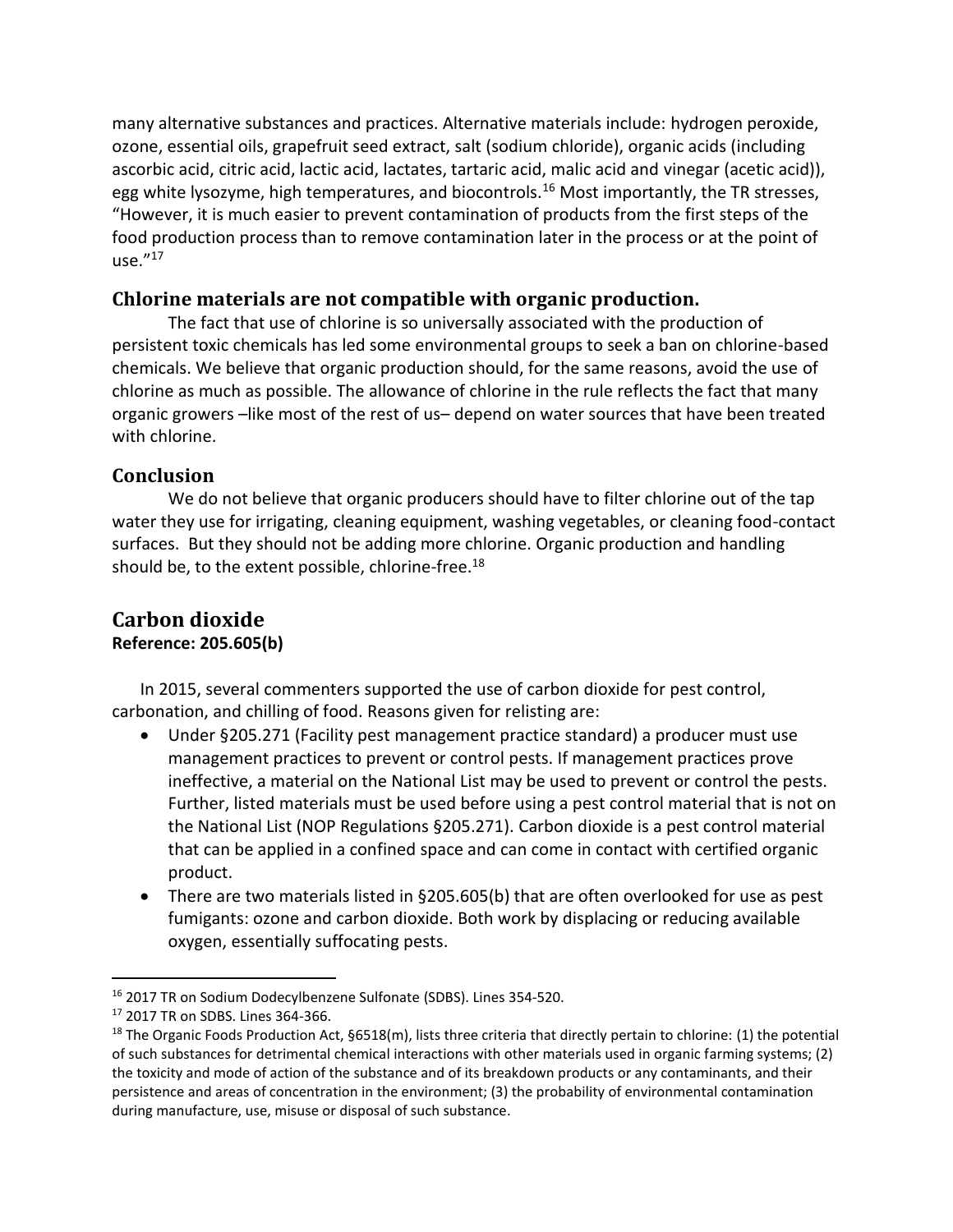many alternative substances and practices. Alternative materials include: hydrogen peroxide, ozone, essential oils, grapefruit seed extract, salt (sodium chloride), organic acids (including ascorbic acid, citric acid, lactic acid, lactates, tartaric acid, malic acid and vinegar (acetic acid)), egg white lysozyme, high temperatures, and biocontrols.[16] Most importantly, the TR stresses, "However, it is much easier to prevent contamination of products from the first steps of the food production process than to remove contamination later in the process or at the point of use."[17]

### Chlorine materials are not compatible with organic production.

The fact that use of chlorine is so universally associated with the production of persistent toxic chemicals has led some environmental groups to seek a ban on chlorine-based chemicals. We believe that organic production should, for the same reasons, avoid the use of chlorine as much as possible. The allowance of chlorine in the rule reflects the fact that many organic growers –like most of the rest of us– depend on water sources that have been treated with chlorine.

### Conclusion

We do not believe that organic producers should have to filter chlorine out of the tap water they use for irrigating, cleaning equipment, washing vegetables, or cleaning food-contact surfaces. But they should not be adding more chlorine. Organic production and handling should be, to the extent possible, chlorine-free.[18]

## Carbon dioxide

**Reference: 205.605(b)**

In 2015, several commenters supported the use of carbon dioxide for pest control, carbonation, and chilling of food. Reasons given for relisting are:

- Under §205.271 (Facility pest management practice standard) a producer must use management practices to prevent or control pests. If management practices prove ineffective, a material on the National List may be used to prevent or control the pests. Further, listed materials must be used before using a pest control material that is not on the National List (NOP Regulations §205.271). Carbon dioxide is a pest control material that can be applied in a confined space and can come in contact with certified organic product.
- There are two materials listed in §205.605(b) that are often overlooked for use as pest fumigants: ozone and carbon dioxide. Both work by displacing or reducing available oxygen, essentially suffocating pests.

---

[16] 2017 TR on Sodium Dodecylbenzene Sulfonate (SDBS). Lines 354-520.

[17] 2017 TR on SDBS. Lines 364-366.

[18] The Organic Foods Production Act, §6518(m), lists three criteria that directly pertain to chlorine: (1) the potential of such substances for detrimental chemical interactions with other materials used in organic farming systems; (2) the toxicity and mode of action of the substance and of its breakdown products or any contaminants, and their persistence and areas of concentration in the environment; (3) the probability of environmental contamination during manufacture, use, misuse or disposal of such substance.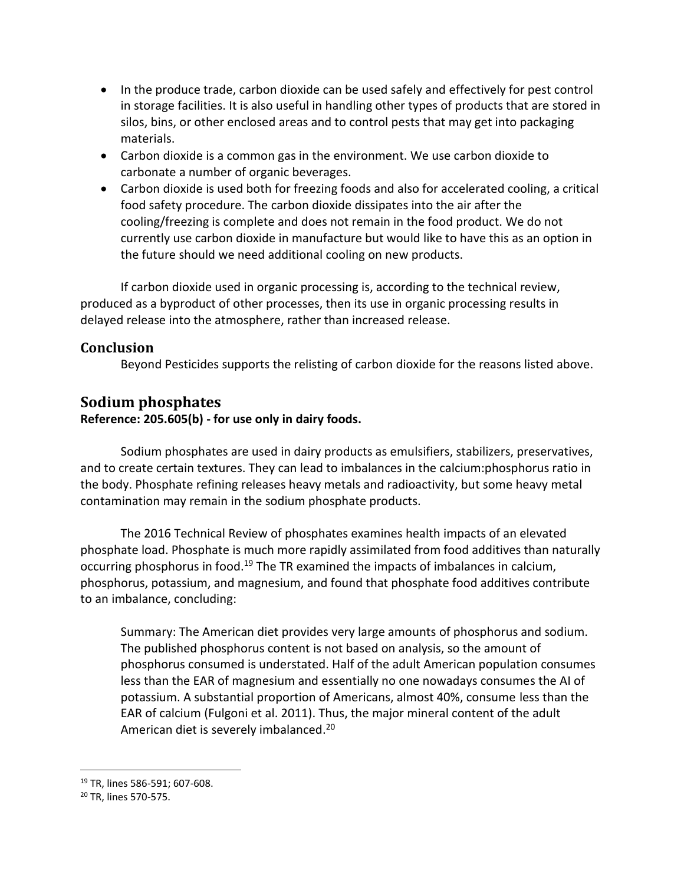- In the produce trade, carbon dioxide can be used safely and effectively for pest control in storage facilities. It is also useful in handling other types of products that are stored in silos, bins, or other enclosed areas and to control pests that may get into packaging materials.
- Carbon dioxide is a common gas in the environment. We use carbon dioxide to carbonate a number of organic beverages.
- Carbon dioxide is used both for freezing foods and also for accelerated cooling, a critical food safety procedure. The carbon dioxide dissipates into the air after the cooling/freezing is complete and does not remain in the food product. We do not currently use carbon dioxide in manufacture but would like to have this as an option in the future should we need additional cooling on new products.

If carbon dioxide used in organic processing is, according to the technical review, produced as a byproduct of other processes, then its use in organic processing results in delayed release into the atmosphere, rather than increased release.

### Conclusion

Beyond Pesticides supports the relisting of carbon dioxide for the reasons listed above.

## Sodium phosphates

**Reference: 205.605(b) - for use only in dairy foods.**

Sodium phosphates are used in dairy products as emulsifiers, stabilizers, preservatives, and to create certain textures. They can lead to imbalances in the calcium:phosphorus ratio in the body. Phosphate refining releases heavy metals and radioactivity, but some heavy metal contamination may remain in the sodium phosphate products.

The 2016 Technical Review of phosphates examines health impacts of an elevated phosphate load. Phosphate is much more rapidly assimilated from food additives than naturally occurring phosphorus in food.[19] The TR examined the impacts of imbalances in calcium, phosphorus, potassium, and magnesium, and found that phosphate food additives contribute to an imbalance, concluding:

> Summary: The American diet provides very large amounts of phosphorus and sodium. The published phosphorus content is not based on analysis, so the amount of phosphorus consumed is understated. Half of the adult American population consumes less than the EAR of magnesium and essentially no one nowadays consumes the AI of potassium. A substantial proportion of Americans, almost 40%, consume less than the EAR of calcium (Fulgoni et al. 2011). Thus, the major mineral content of the adult American diet is severely imbalanced.[20]

---

[19] TR, lines 586-591; 607-608.

[20] TR, lines 570-575.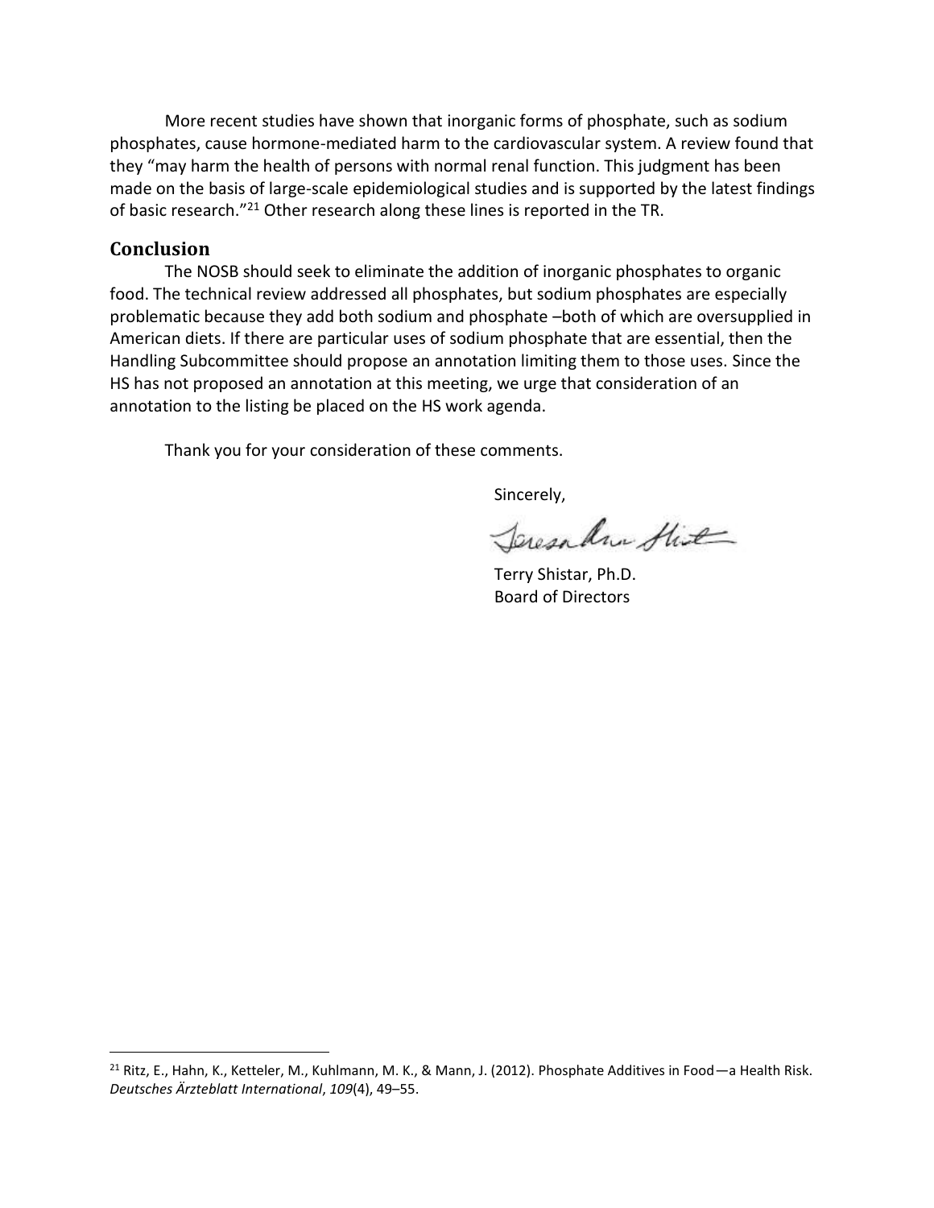More recent studies have shown that inorganic forms of phosphate, such as sodium phosphates, cause hormone-mediated harm to the cardiovascular system. A review found that they "may harm the health of persons with normal renal function. This judgment has been made on the basis of large-scale epidemiological studies and is supported by the latest findings of basic research."[21] Other research along these lines is reported in the TR.

## Conclusion

The NOSB should seek to eliminate the addition of inorganic phosphates to organic food. The technical review addressed all phosphates, but sodium phosphates are especially problematic because they add both sodium and phosphate –both of which are oversupplied in American diets. If there are particular uses of sodium phosphate that are essential, then the Handling Subcommittee should propose an annotation limiting them to those uses. Since the HS has not proposed an annotation at this meeting, we urge that consideration of an annotation to the listing be placed on the HS work agenda.

Thank you for your consideration of these comments.

Sincerely,

Terry Shistar, Ph.D.
Board of Directors

---

[21] Ritz, E., Hahn, K., Ketteler, M., Kuhlmann, M. K., & Mann, J. (2012). Phosphate Additives in Food—a Health Risk. *Deutsches Ärzteblatt International*, *109*(4), 49–55.